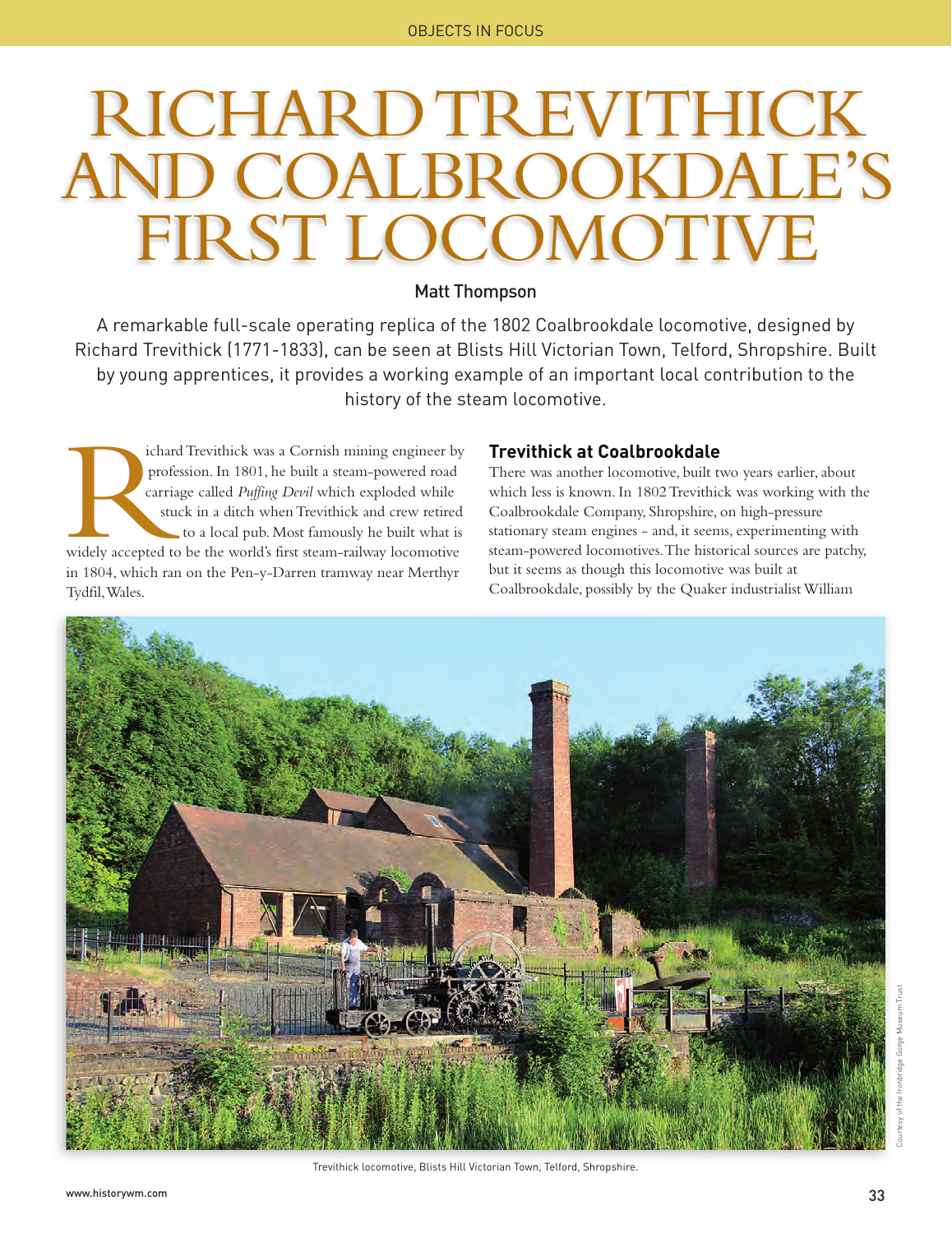# RICHARD TREVITHICK AND COALBROOKDALE'S FIRST LOCOMOTIVE

**Matt Thompson**

A remarkable full-scale operating replica of the 1802 Coalbrookdale locomotive, designed by Richard Trevithick (1771-1833), can be seen at Blists Hill Victorian Town, Telford, Shropshire. Built by young apprentices, it provides a working example of an important local contribution to the history of the steam locomotive.

Richard Trevithick was a Cornish mining engineer by profession. In 1801, he built a steam-powered road carriage called *Puffing Devil* which exploded while stuck in a ditch when Trevithick and crew retired to a local pub. Most famously he built what is widely accepted to be the world's first steam-railway locomotive in 1804, which ran on the Pen-y-Darren tramway near Merthyr Tydfil, Wales.

### Trevithick at Coalbrookdale

There was another locomotive, built two years earlier, about which less is known. In 1802 Trevithick was working with the Coalbrookdale Company, Shropshire, on high-pressure stationary steam engines - and, it seems, experimenting with steam-powered locomotives. The historical sources are patchy, but it seems as though this locomotive was built at Coalbrookdale, possibly by the Quaker industrialist William

Trevithick locomotive, Blists Hill Victorian Town, Telford, Shropshire.

Courtesy of the Ironbridge Gorge Museum Trust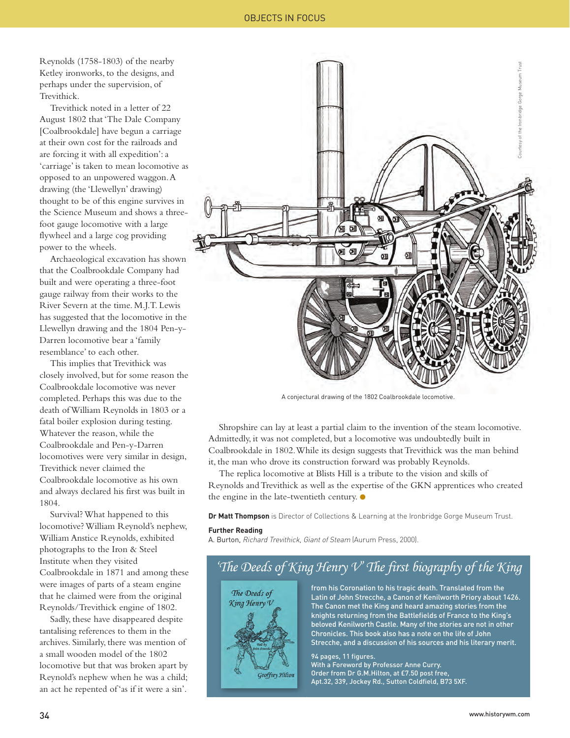Reynolds (1758-1803) of the nearby Ketley ironworks, to the designs, and perhaps under the supervision, of Trevithick.

Trevithick noted in a letter of 22 August 1802 that 'The Dale Company [Coalbrookdale] have begun a carriage at their own cost for the railroads and are forcing it with all expedition': a 'carriage' is taken to mean locomotive as opposed to an unpowered waggon. A drawing (the 'Llewellyn' drawing) thought to be of this engine survives in the Science Museum and shows a three-foot gauge locomotive with a large flywheel and a large cog providing power to the wheels.

Archaeological excavation has shown that the Coalbrookdale Company had built and were operating a three-foot gauge railway from their works to the River Severn at the time. M.J.T. Lewis has suggested that the locomotive in the Llewellyn drawing and the 1804 Pen-y-Darren locomotive bear a 'family resemblance' to each other.

This implies that Trevithick was closely involved, but for some reason the Coalbrookdale locomotive was never completed. Perhaps this was due to the death of William Reynolds in 1803 or a fatal boiler explosion during testing. Whatever the reason, while the Coalbrookdale and Pen-y-Darren locomotives were very similar in design, Trevithick never claimed the Coalbrookdale locomotive as his own and always declared his first was built in 1804.

Survival? What happened to this locomotive? William Reynold's nephew, William Anstice Reynolds, exhibited photographs to the Iron & Steel Institute when they visited Coalbrookdale in 1871 and among these were images of parts of a steam engine that he claimed were from the original Reynolds/Trevithick engine of 1802.

Sadly, these have disappeared despite tantalising references to them in the archives. Similarly, there was mention of a small wooden model of the 1802 locomotive but that was broken apart by Reynold's nephew when he was a child; an act he repented of 'as if it were a sin'.

Courtesy of the Ironbridge Gorge Museum Trust

A conjectural drawing of the 1802 Coalbrookdale locomotive.

Shropshire can lay at least a partial claim to the invention of the steam locomotive. Admittedly, it was not completed, but a locomotive was undoubtedly built in Coalbrookdale in 1802. While its design suggests that Trevithick was the man behind it, the man who drove its construction forward was probably Reynolds.

The replica locomotive at Blists Hill is a tribute to the vision and skills of Reynolds and Trevithick as well as the expertise of the GKN apprentices who created the engine in the late-twentieth century. ●

**Dr Matt Thompson** is Director of Collections & Learning at the Ironbridge Gorge Museum Trust.

**Further Reading**

A. Burton, *Richard Trevithick, Giant of Steam* (Aurum Press, 2000).

## *'The Deeds of King Henry V' The first biography of the King*

*The Deeds of King Henry V* — Told by John Strecche — *Geoffrey Hilton*

from his Coronation to his tragic death. Translated from the Latin of John Strecche, a Canon of Kenilworth Priory about 1426. The Canon met the King and heard amazing stories from the knights returning from the Battlefields of France to the King's beloved Kenilworth Castle. Many of the stories are not in other Chronicles. This book also has a note on the life of John Strecche, and a discussion of his sources and his literary merit.

94 pages, 11 figures.
With a Foreword by Professor Anne Curry.
Order from Dr G.M.Hilton, at £7.50 post free,
Apt.32, 339, Jockey Rd., Sutton Coldfield, B73 5XF.